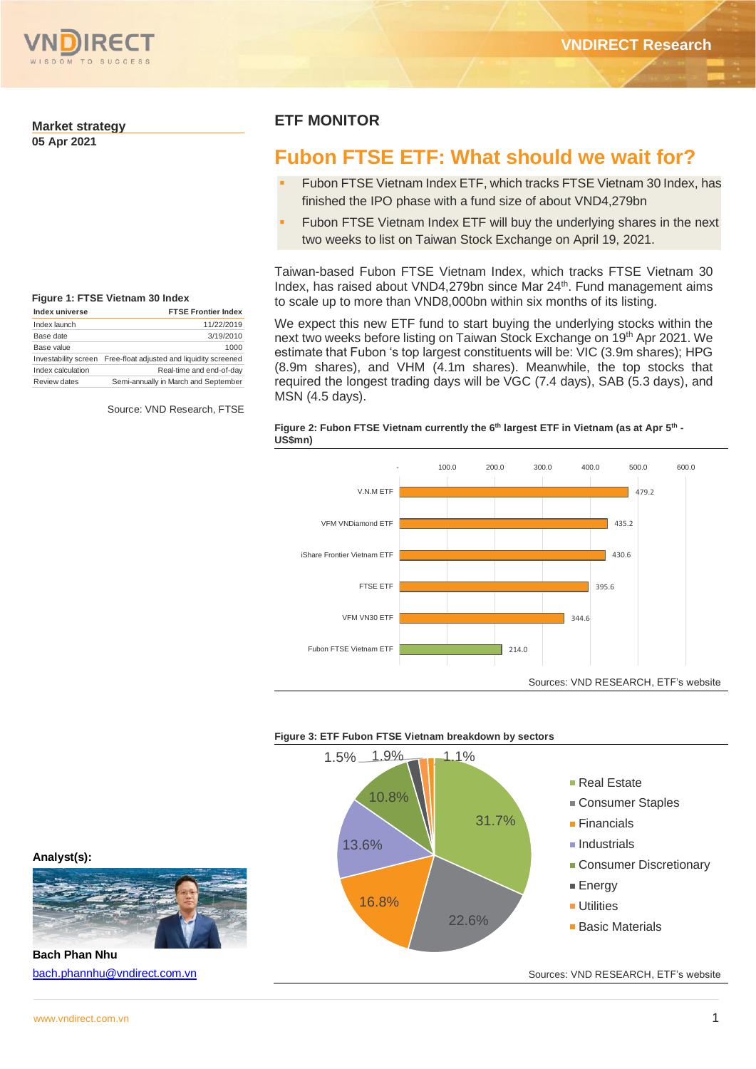**Market strategy**
**05 Apr 2021**

## ETF MONITOR

# Fubon FTSE ETF: What should we wait for?

- Fubon FTSE Vietnam Index ETF, which tracks FTSE Vietnam 30 Index, has finished the IPO phase with a fund size of about VND4,279bn
- Fubon FTSE Vietnam Index ETF will buy the underlying shares in the next two weeks to list on Taiwan Stock Exchange on April 19, 2021.

Taiwan-based Fubon FTSE Vietnam Index, which tracks FTSE Vietnam 30 Index, has raised about VND4,279bn since Mar 24th. Fund management aims to scale up to more than VND8,000bn within six months of its listing.

We expect this new ETF fund to start buying the underlying stocks within the next two weeks before listing on Taiwan Stock Exchange on 19th Apr 2021. We estimate that Fubon 's top largest constituents will be: VIC (3.9m shares); HPG (8.9m shares), and VHM (4.1m shares). Meanwhile, the top stocks that required the longest trading days will be VGC (7.4 days), SAB (5.3 days), and MSN (4.5 days).

**Figure 1: FTSE Vietnam 30 Index**

| Index universe | FTSE Frontier Index |
|---|---|
| Index launch | 11/22/2019 |
| Base date | 3/19/2010 |
| Base value | 1000 |
| Investability screen | Free-float adjusted and liquidity screened |
| Index calculation | Real-time and end-of-day |
| Review dates | Semi-annually in March and September |

Source: VND Research, FTSE

**Figure 2: Fubon FTSE Vietnam currently the 6th largest ETF in Vietnam (as at Apr 5th - US$mn)**

| ETF | US$mn |
|---|---|
| V.N.M ETF | 479.2 |
| VFM VNDiamond ETF | 435.2 |
| iShare Frontier Vietnam ETF | 430.6 |
| FTSE ETF | 395.6 |
| VFM VN30 ETF | 344.6 |
| Fubon FTSE Vietnam ETF | 214.0 |

Sources: VND RESEARCH, ETF's website

**Figure 3: ETF Fubon FTSE Vietnam breakdown by sectors**

| Sector | % |
|---|---|
| Real Estate | 31.7% |
| Consumer Staples | 22.6% |
| Financials | 16.8% |
| Industrials | 13.6% |
| Consumer Discretionary | 10.8% |
| Energy | 1.9% |
| Utilities | 1.5% |
| Basic Materials | 1.1% |

Sources: VND RESEARCH, ETF's website

**Analyst(s):**

**Bach Phan Nhu**
bach.phannhu@vndirect.com.vn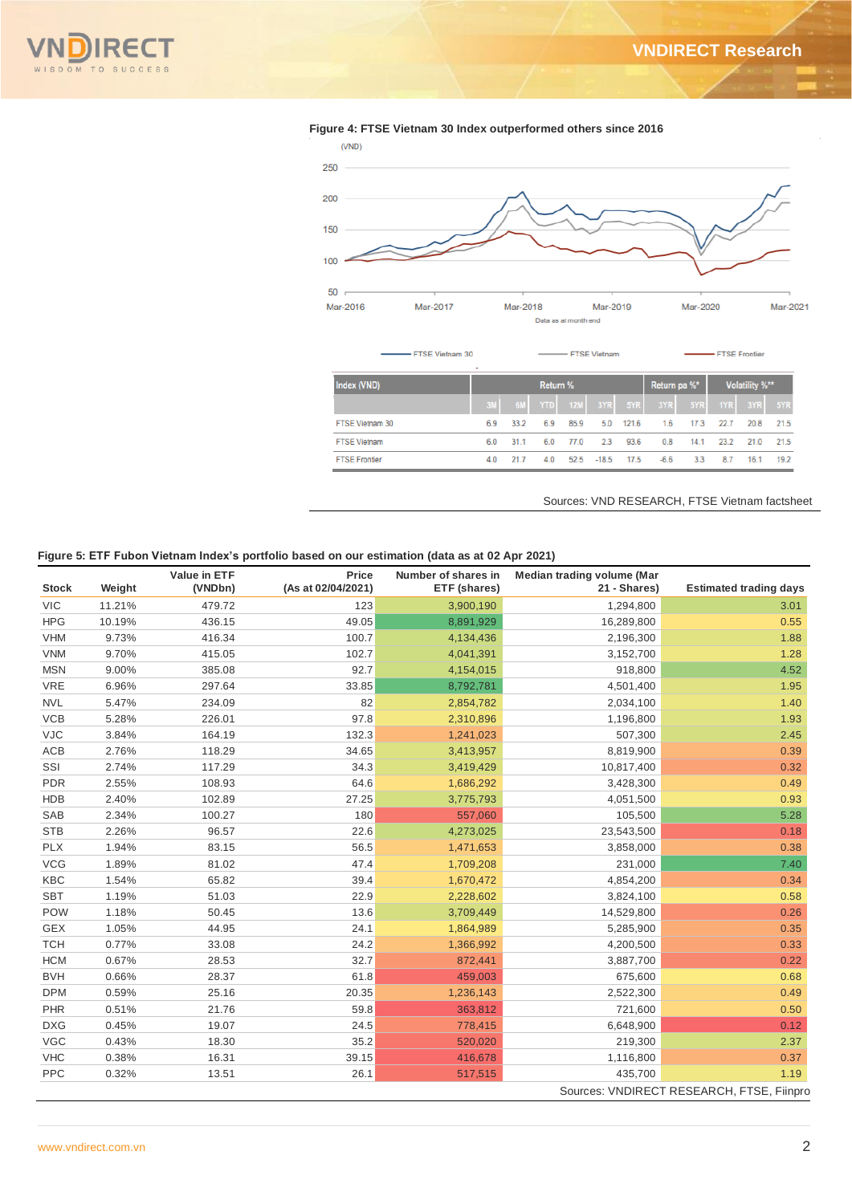**Figure 4: FTSE Vietnam 30 Index outperformed others since 2016**

(VND)

Data as at month end

— FTSE Vietnam 30 — FTSE Vietnam — FTSE Frontier

| Index (VND) | Return % | | | | | | Return pa %* | | Volatility %** | | |
|---|---|---|---|---|---|---|---|---|---|---|---|
| | 3M | 6M | YTD | 12M | 3YR | 5YR | 3YR | 5YR | 1YR | 3YR | 5YR |
| FTSE Vietnam 30 | 6.9 | 33.2 | 6.9 | 85.9 | 5.0 | 121.6 | 1.6 | 17.3 | 22.7 | 20.8 | 21.5 |
| FTSE Vietnam | 6.0 | 31.1 | 6.0 | 77.0 | 2.3 | 93.6 | 0.8 | 14.1 | 23.2 | 21.0 | 21.5 |
| FTSE Frontier | 4.0 | 21.7 | 4.0 | 52.5 | -18.5 | 17.5 | -6.6 | 3.3 | 8.7 | 16.1 | 19.2 |

Sources: VND RESEARCH, FTSE Vietnam factsheet

**Figure 5: ETF Fubon Vietnam Index's portfolio based on our estimation (data as at 02 Apr 2021)**

| Stock | Weight | Value in ETF (VNDbn) | Price (As at 02/04/2021) | Number of shares in ETF (shares) | Median trading volume (Mar 21 - Shares) | Estimated trading days |
|---|---|---|---|---|---|---|
| VIC | 11.21% | 479.72 | 123 | 3,900,190 | 1,294,800 | 3.01 |
| HPG | 10.19% | 436.15 | 49.05 | 8,891,929 | 16,289,800 | 0.55 |
| VHM | 9.73% | 416.34 | 100.7 | 4,134,436 | 2,196,300 | 1.88 |
| VNM | 9.70% | 415.05 | 102.7 | 4,041,391 | 3,152,700 | 1.28 |
| MSN | 9.00% | 385.08 | 92.7 | 4,154,015 | 918,800 | 4.52 |
| VRE | 6.96% | 297.64 | 33.85 | 8,792,781 | 4,501,400 | 1.95 |
| NVL | 5.47% | 234.09 | 82 | 2,854,782 | 2,034,100 | 1.40 |
| VCB | 5.28% | 226.01 | 97.8 | 2,310,896 | 1,196,800 | 1.93 |
| VJC | 3.84% | 164.19 | 132.3 | 1,241,023 | 507,300 | 2.45 |
| ACB | 2.76% | 118.29 | 34.65 | 3,413,957 | 8,819,900 | 0.39 |
| SSI | 2.74% | 117.29 | 34.3 | 3,419,429 | 10,817,400 | 0.32 |
| PDR | 2.55% | 108.93 | 64.6 | 1,686,292 | 3,428,300 | 0.49 |
| HDB | 2.40% | 102.89 | 27.25 | 3,775,793 | 4,051,500 | 0.93 |
| SAB | 2.34% | 100.27 | 180 | 557,060 | 105,500 | 5.28 |
| STB | 2.26% | 96.57 | 22.6 | 4,273,025 | 23,543,500 | 0.18 |
| PLX | 1.94% | 83.15 | 56.5 | 1,471,653 | 3,858,000 | 0.38 |
| VCG | 1.89% | 81.02 | 47.4 | 1,709,208 | 231,000 | 7.40 |
| KBC | 1.54% | 65.82 | 39.4 | 1,670,472 | 4,854,200 | 0.34 |
| SBT | 1.19% | 51.03 | 22.9 | 2,228,602 | 3,824,100 | 0.58 |
| POW | 1.18% | 50.45 | 13.6 | 3,709,449 | 14,529,800 | 0.26 |
| GEX | 1.05% | 44.95 | 24.1 | 1,864,989 | 5,285,900 | 0.35 |
| TCH | 0.77% | 33.08 | 24.2 | 1,366,992 | 4,200,500 | 0.33 |
| HCM | 0.67% | 28.53 | 32.7 | 872,441 | 3,887,700 | 0.22 |
| BVH | 0.66% | 28.37 | 61.8 | 459,003 | 675,600 | 0.68 |
| DPM | 0.59% | 25.16 | 20.35 | 1,236,143 | 2,522,300 | 0.49 |
| PHR | 0.51% | 21.76 | 59.8 | 363,812 | 721,600 | 0.50 |
| DXG | 0.45% | 19.07 | 24.5 | 778,415 | 6,648,900 | 0.12 |
| VGC | 0.43% | 18.30 | 35.2 | 520,020 | 219,300 | 2.37 |
| VHC | 0.38% | 16.31 | 39.15 | 416,678 | 1,116,800 | 0.37 |
| PPC | 0.32% | 13.51 | 26.1 | 517,515 | 435,700 | 1.19 |

Sources: VNDIRECT RESEARCH, FTSE, Fiinpro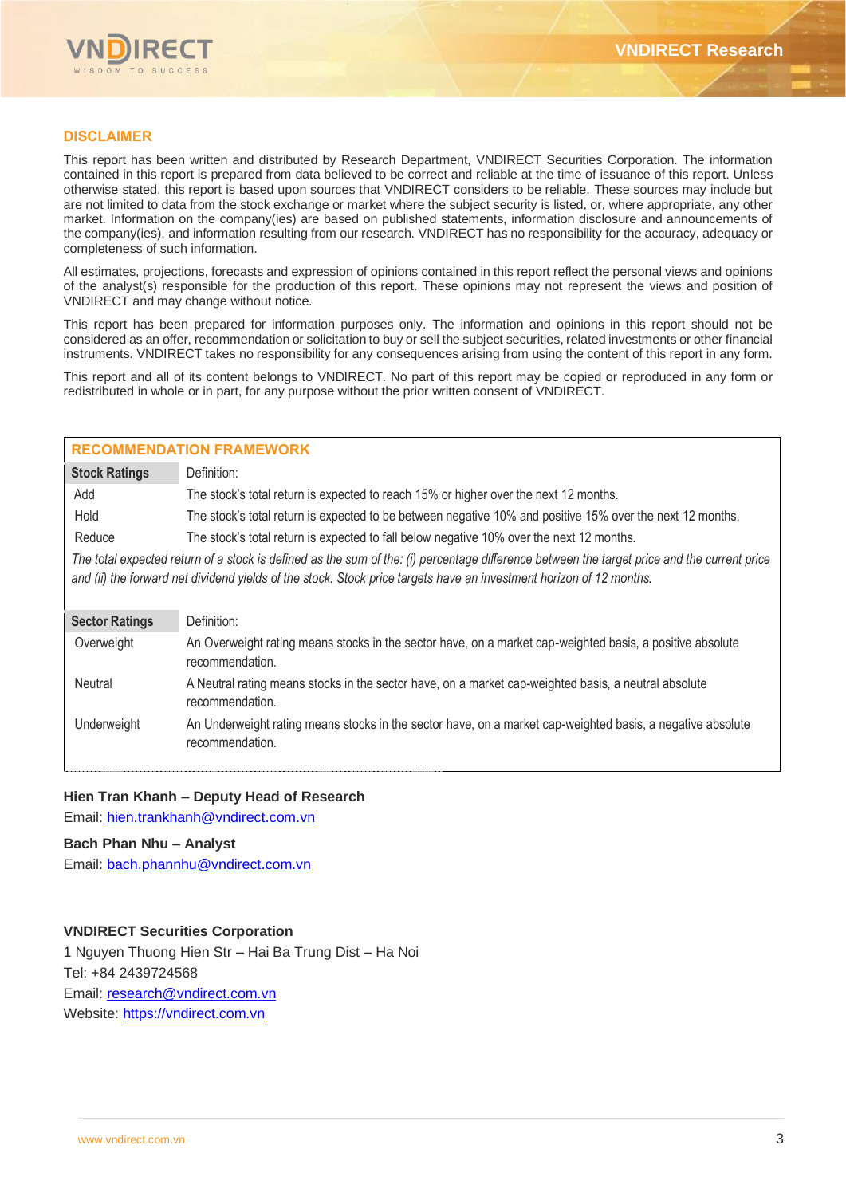## DISCLAIMER

This report has been written and distributed by Research Department, VNDIRECT Securities Corporation. The information contained in this report is prepared from data believed to be correct and reliable at the time of issuance of this report. Unless otherwise stated, this report is based upon sources that VNDIRECT considers to be reliable. These sources may include but are not limited to data from the stock exchange or market where the subject security is listed, or, where appropriate, any other market. Information on the company(ies) are based on published statements, information disclosure and announcements of the company(ies), and information resulting from our research. VNDIRECT has no responsibility for the accuracy, adequacy or completeness of such information.

All estimates, projections, forecasts and expression of opinions contained in this report reflect the personal views and opinions of the analyst(s) responsible for the production of this report. These opinions may not represent the views and position of VNDIRECT and may change without notice.

This report has been prepared for information purposes only. The information and opinions in this report should not be considered as an offer, recommendation or solicitation to buy or sell the subject securities, related investments or other financial instruments. VNDIRECT takes no responsibility for any consequences arising from using the content of this report in any form.

This report and all of its content belongs to VNDIRECT. No part of this report may be copied or reproduced in any form or redistributed in whole or in part, for any purpose without the prior written consent of VNDIRECT.

## RECOMMENDATION FRAMEWORK

| **Stock Ratings** | Definition: |
|---|---|
| Add | The stock's total return is expected to reach 15% or higher over the next 12 months. |
| Hold | The stock's total return is expected to be between negative 10% and positive 15% over the next 12 months. |
| Reduce | The stock's total return is expected to fall below negative 10% over the next 12 months. |

*The total expected return of a stock is defined as the sum of the: (i) percentage difference between the target price and the current price and (ii) the forward net dividend yields of the stock. Stock price targets have an investment horizon of 12 months.*

| **Sector Ratings** | Definition: |
|---|---|
| Overweight | An Overweight rating means stocks in the sector have, on a market cap-weighted basis, a positive absolute recommendation. |
| Neutral | A Neutral rating means stocks in the sector have, on a market cap-weighted basis, a neutral absolute recommendation. |
| Underweight | An Underweight rating means stocks in the sector have, on a market cap-weighted basis, a negative absolute recommendation. |

**Hien Tran Khanh – Deputy Head of Research**
Email: hien.trankhanh@vndirect.com.vn

**Bach Phan Nhu – Analyst**
Email: bach.phannhu@vndirect.com.vn

**VNDIRECT Securities Corporation**
1 Nguyen Thuong Hien Str – Hai Ba Trung Dist – Ha Noi
Tel: +84 2439724568
Email: research@vndirect.com.vn
Website: https://vndirect.com.vn